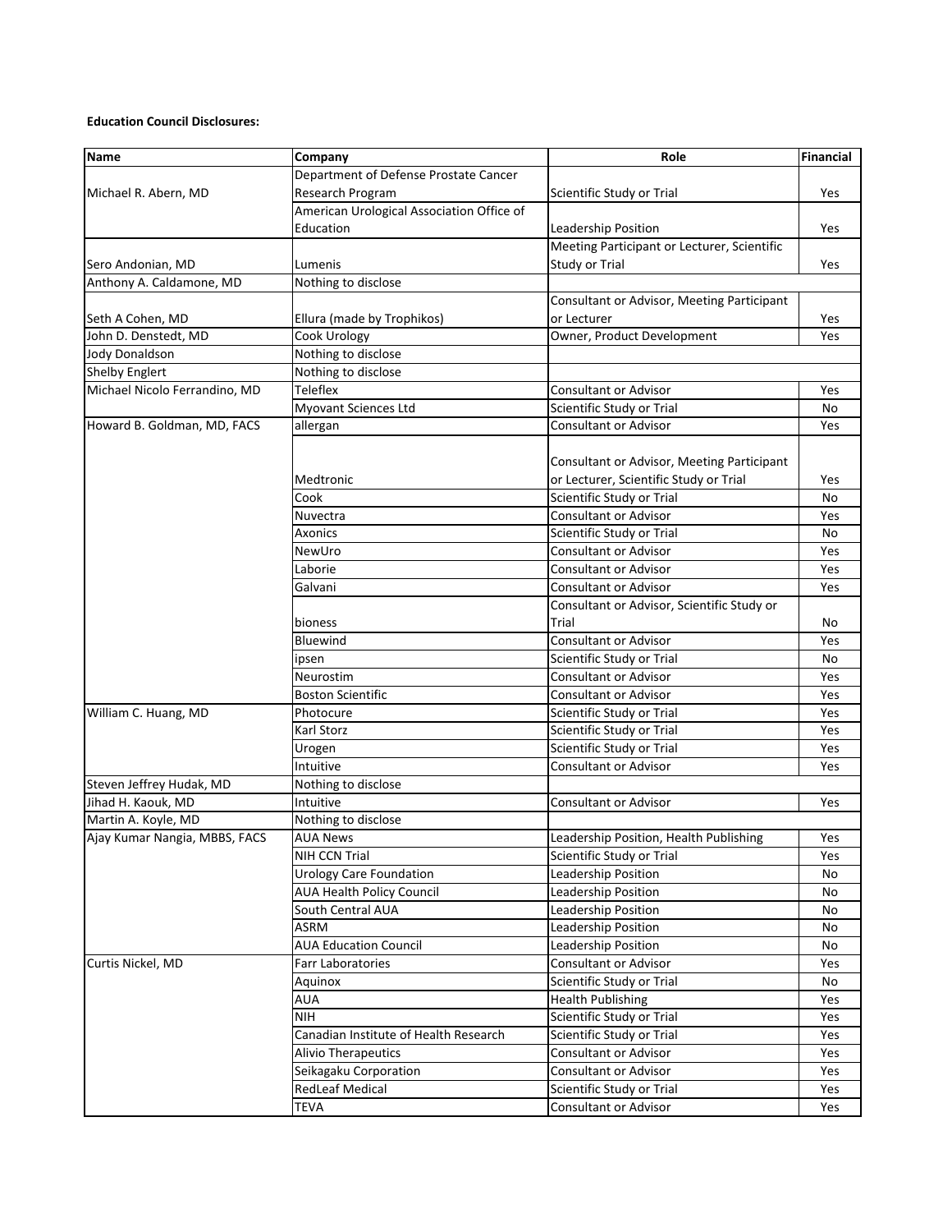**Education Council Disclosures:**

| Name | Company | Role | Financial |
|---|---|---|---|
| Michael R. Abern, MD | Department of Defense Prostate Cancer Research Program | Scientific Study or Trial | Yes |
| | American Urological Association Office of Education | Leadership Position | Yes |
| Sero Andonian, MD | Lumenis | Meeting Participant or Lecturer, Scientific Study or Trial | Yes |
| Anthony A. Caldamone, MD | Nothing to disclose | | |
| Seth A Cohen, MD | Ellura (made by Trophikos) | Consultant or Advisor, Meeting Participant or Lecturer | Yes |
| John D. Denstedt, MD | Cook Urology | Owner, Product Development | Yes |
| Jody Donaldson | Nothing to disclose | | |
| Shelby Englert | Nothing to disclose | | |
| Michael Nicolo Ferrandino, MD | Teleflex | Consultant or Advisor | Yes |
| | Myovant Sciences Ltd | Scientific Study or Trial | No |
| Howard B. Goldman, MD, FACS | allergan | Consultant or Advisor | Yes |
| | Medtronic | Consultant or Advisor, Meeting Participant or Lecturer, Scientific Study or Trial | Yes |
| | Cook | Scientific Study or Trial | No |
| | Nuvectra | Consultant or Advisor | Yes |
| | Axonics | Scientific Study or Trial | No |
| | NewUro | Consultant or Advisor | Yes |
| | Laborie | Consultant or Advisor | Yes |
| | Galvani | Consultant or Advisor | Yes |
| | bioness | Consultant or Advisor, Scientific Study or Trial | No |
| | Bluewind | Consultant or Advisor | Yes |
| | ipsen | Scientific Study or Trial | No |
| | Neurostim | Consultant or Advisor | Yes |
| | Boston Scientific | Consultant or Advisor | Yes |
| William C. Huang, MD | Photocure | Scientific Study or Trial | Yes |
| | Karl Storz | Scientific Study or Trial | Yes |
| | Urogen | Scientific Study or Trial | Yes |
| | Intuitive | Consultant or Advisor | Yes |
| Steven Jeffrey Hudak, MD | Nothing to disclose | | |
| Jihad H. Kaouk, MD | Intuitive | Consultant or Advisor | Yes |
| Martin A. Koyle, MD | Nothing to disclose | | |
| Ajay Kumar Nangia, MBBS, FACS | AUA News | Leadership Position, Health Publishing | Yes |
| | NIH CCN Trial | Scientific Study or Trial | Yes |
| | Urology Care Foundation | Leadership Position | No |
| | AUA Health Policy Council | Leadership Position | No |
| | South Central AUA | Leadership Position | No |
| | ASRM | Leadership Position | No |
| | AUA Education Council | Leadership Position | No |
| Curtis Nickel, MD | Farr Laboratories | Consultant or Advisor | Yes |
| | Aquinox | Scientific Study or Trial | No |
| | AUA | Health Publishing | Yes |
| | NIH | Scientific Study or Trial | Yes |
| | Canadian Institute of Health Research | Scientific Study or Trial | Yes |
| | Alivio Therapeutics | Consultant or Advisor | Yes |
| | Seikagaku Corporation | Consultant or Advisor | Yes |
| | RedLeaf Medical | Scientific Study or Trial | Yes |
| | TEVA | Consultant or Advisor | Yes |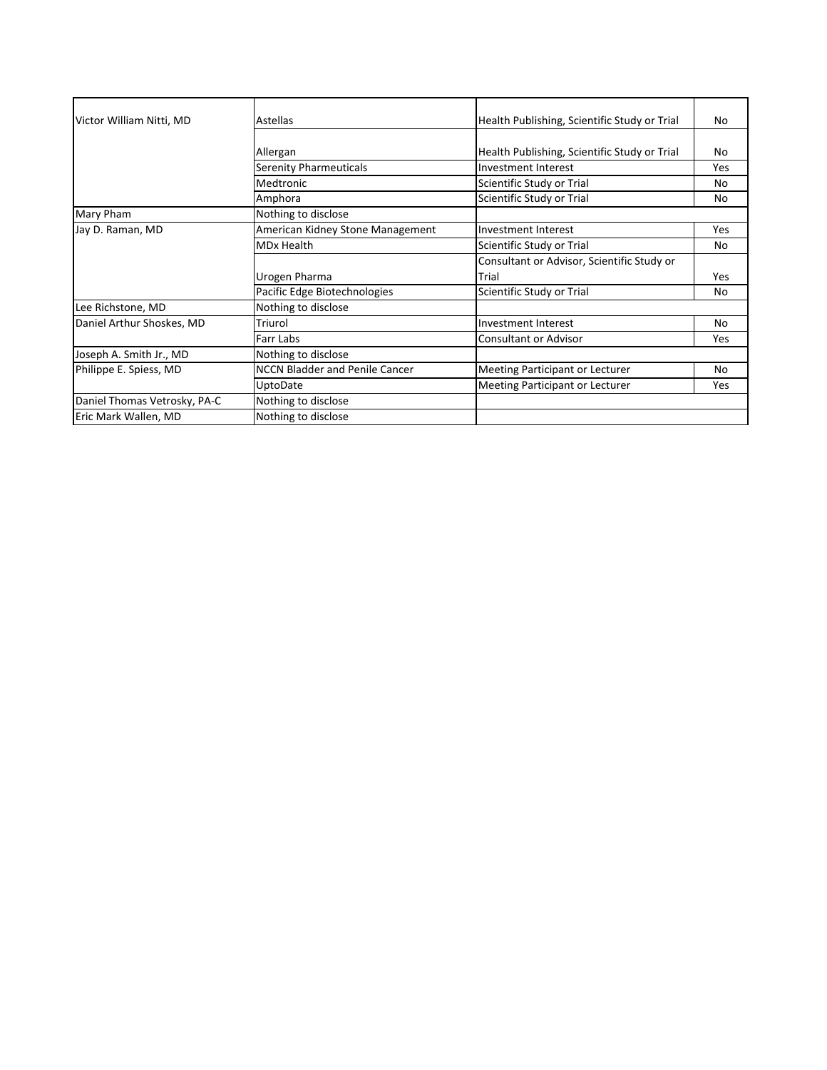| | | | |
|---|---|---|---|
| Victor William Nitti, MD | Astellas | Health Publishing, Scientific Study or Trial | No |
| | Allergan | Health Publishing, Scientific Study or Trial | No |
| | Serenity Pharmeuticals | Investment Interest | Yes |
| | Medtronic | Scientific Study or Trial | No |
| | Amphora | Scientific Study or Trial | No |
| Mary Pham | Nothing to disclose | | |
| Jay D. Raman, MD | American Kidney Stone Management | Investment Interest | Yes |
| | MDx Health | Scientific Study or Trial | No |
| | Urogen Pharma | Consultant or Advisor, Scientific Study or Trial | Yes |
| | Pacific Edge Biotechnologies | Scientific Study or Trial | No |
| Lee Richstone, MD | Nothing to disclose | | |
| Daniel Arthur Shoskes, MD | Triurol | Investment Interest | No |
| | Farr Labs | Consultant or Advisor | Yes |
| Joseph A. Smith Jr., MD | Nothing to disclose | | |
| Philippe E. Spiess, MD | NCCN Bladder and Penile Cancer | Meeting Participant or Lecturer | No |
| | UptoDate | Meeting Participant or Lecturer | Yes |
| Daniel Thomas Vetrosky, PA-C | Nothing to disclose | | |
| Eric Mark Wallen, MD | Nothing to disclose | | |